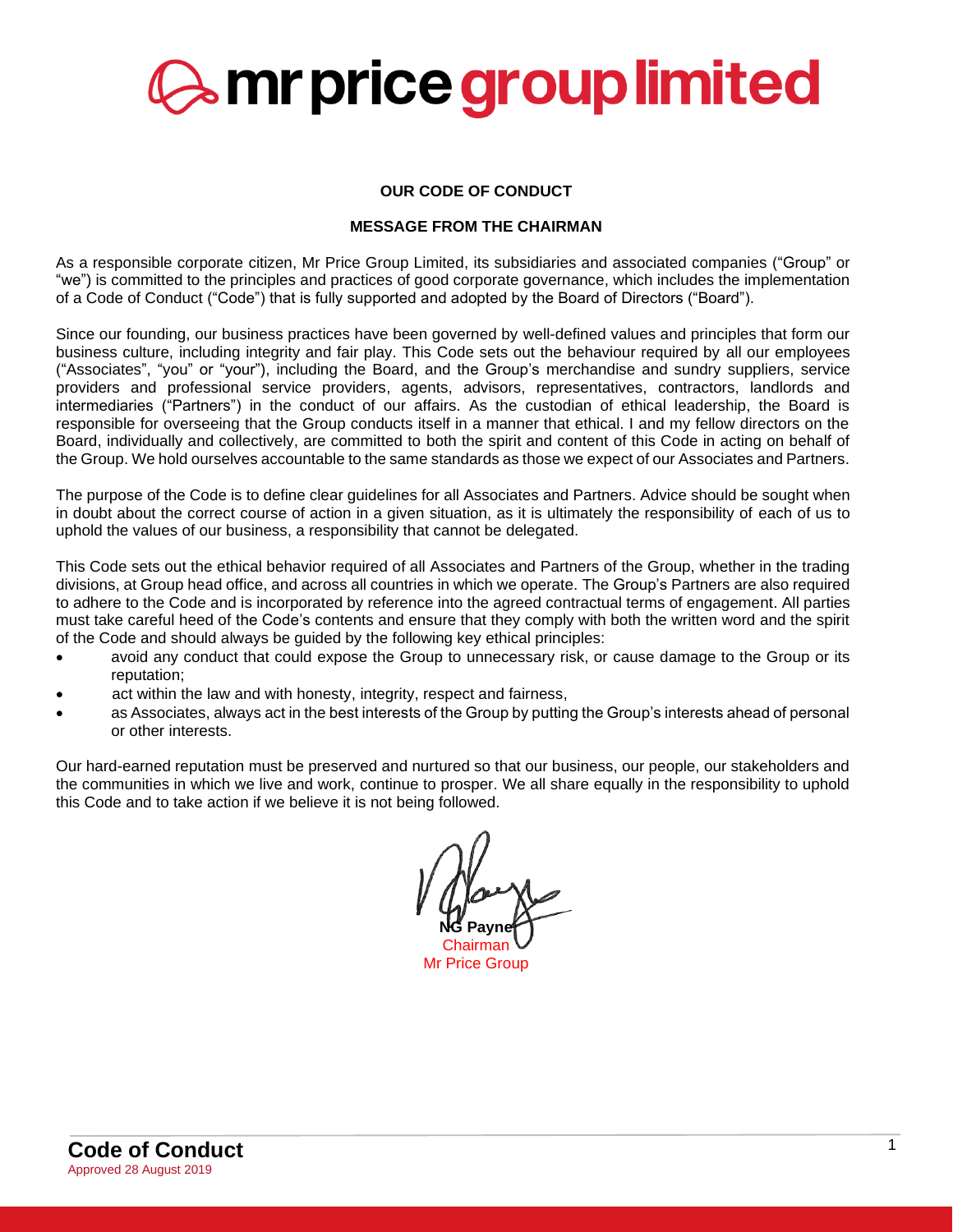# mr price group limited

**OUR CODE OF CONDUCT**

**MESSAGE FROM THE CHAIRMAN**

As a responsible corporate citizen, Mr Price Group Limited, its subsidiaries and associated companies ("Group" or "we") is committed to the principles and practices of good corporate governance, which includes the implementation of a Code of Conduct ("Code") that is fully supported and adopted by the Board of Directors ("Board").

Since our founding, our business practices have been governed by well-defined values and principles that form our business culture, including integrity and fair play. This Code sets out the behaviour required by all our employees ("Associates", "you" or "your"), including the Board, and the Group's merchandise and sundry suppliers, service providers and professional service providers, agents, advisors, representatives, contractors, landlords and intermediaries ("Partners") in the conduct of our affairs. As the custodian of ethical leadership, the Board is responsible for overseeing that the Group conducts itself in a manner that ethical. I and my fellow directors on the Board, individually and collectively, are committed to both the spirit and content of this Code in acting on behalf of the Group. We hold ourselves accountable to the same standards as those we expect of our Associates and Partners.

The purpose of the Code is to define clear guidelines for all Associates and Partners. Advice should be sought when in doubt about the correct course of action in a given situation, as it is ultimately the responsibility of each of us to uphold the values of our business, a responsibility that cannot be delegated.

This Code sets out the ethical behavior required of all Associates and Partners of the Group, whether in the trading divisions, at Group head office, and across all countries in which we operate. The Group's Partners are also required to adhere to the Code and is incorporated by reference into the agreed contractual terms of engagement. All parties must take careful heed of the Code's contents and ensure that they comply with both the written word and the spirit of the Code and should always be guided by the following key ethical principles:

- avoid any conduct that could expose the Group to unnecessary risk, or cause damage to the Group or its reputation;
- act within the law and with honesty, integrity, respect and fairness,
- as Associates, always act in the best interests of the Group by putting the Group's interests ahead of personal or other interests.

Our hard-earned reputation must be preserved and nurtured so that our business, our people, our stakeholders and the communities in which we live and work, continue to prosper. We all share equally in the responsibility to uphold this Code and to take action if we believe it is not being followed.

**NG Payne**
Chairman
Mr Price Group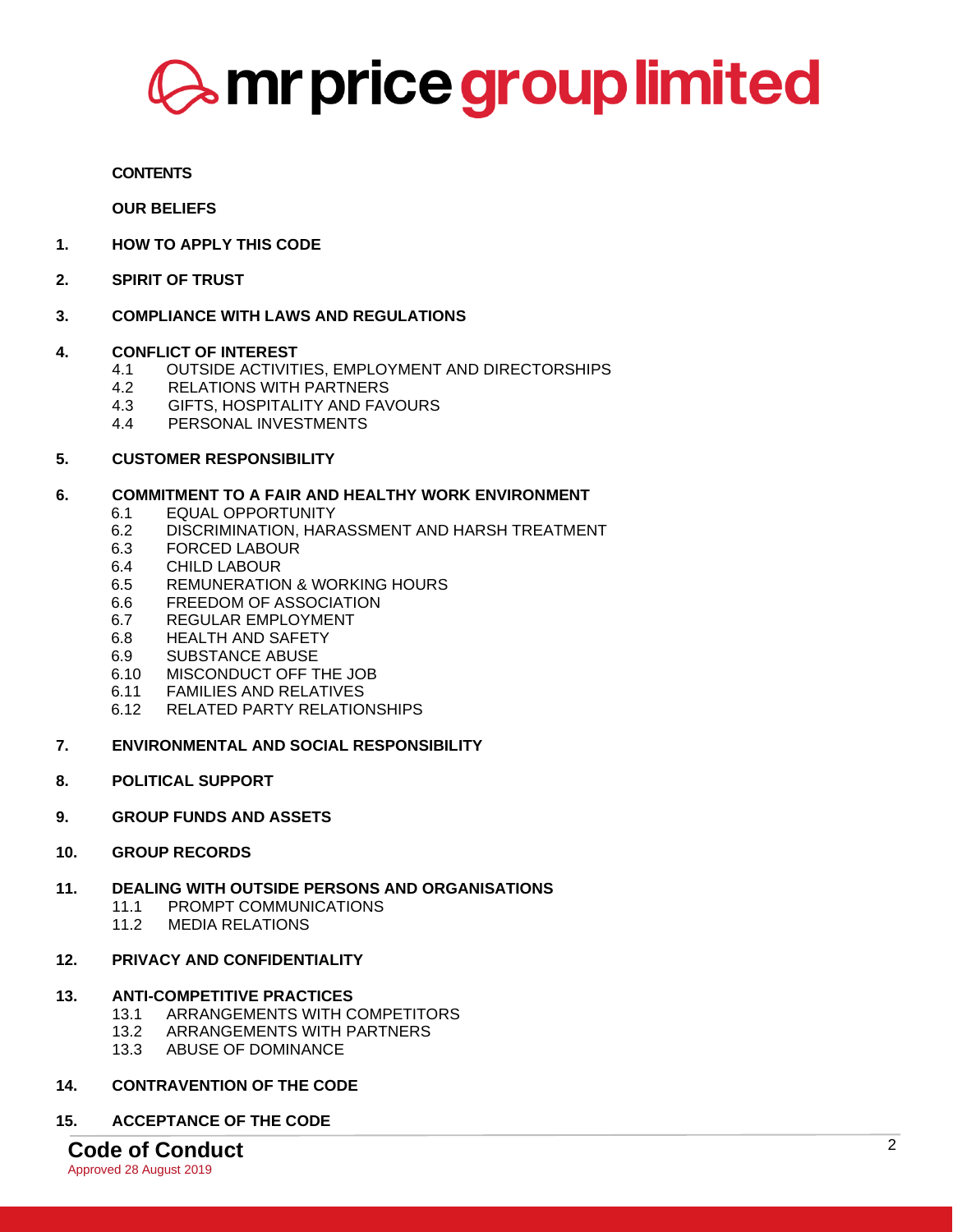**CONTENTS**

**OUR BELIEFS**

1. **HOW TO APPLY THIS CODE**

2. **SPIRIT OF TRUST**

3. **COMPLIANCE WITH LAWS AND REGULATIONS**

4. **CONFLICT OF INTEREST**
   - 4.1 OUTSIDE ACTIVITIES, EMPLOYMENT AND DIRECTORSHIPS
   - 4.2 RELATIONS WITH PARTNERS
   - 4.3 GIFTS, HOSPITALITY AND FAVOURS
   - 4.4 PERSONAL INVESTMENTS

5. **CUSTOMER RESPONSIBILITY**

6. **COMMITMENT TO A FAIR AND HEALTHY WORK ENVIRONMENT**
   - 6.1 EQUAL OPPORTUNITY
   - 6.2 DISCRIMINATION, HARASSMENT AND HARSH TREATMENT
   - 6.3 FORCED LABOUR
   - 6.4 CHILD LABOUR
   - 6.5 REMUNERATION & WORKING HOURS
   - 6.6 FREEDOM OF ASSOCIATION
   - 6.7 REGULAR EMPLOYMENT
   - 6.8 HEALTH AND SAFETY
   - 6.9 SUBSTANCE ABUSE
   - 6.10 MISCONDUCT OFF THE JOB
   - 6.11 FAMILIES AND RELATIVES
   - 6.12 RELATED PARTY RELATIONSHIPS

7. **ENVIRONMENTAL AND SOCIAL RESPONSIBILITY**

8. **POLITICAL SUPPORT**

9. **GROUP FUNDS AND ASSETS**

10. **GROUP RECORDS**

11. **DEALING WITH OUTSIDE PERSONS AND ORGANISATIONS**
    - 11.1 PROMPT COMMUNICATIONS
    - 11.2 MEDIA RELATIONS

12. **PRIVACY AND CONFIDENTIALITY**

13. **ANTI-COMPETITIVE PRACTICES**
    - 13.1 ARRANGEMENTS WITH COMPETITORS
    - 13.2 ARRANGEMENTS WITH PARTNERS
    - 13.3 ABUSE OF DOMINANCE

14. **CONTRAVENTION OF THE CODE**

15. **ACCEPTANCE OF THE CODE**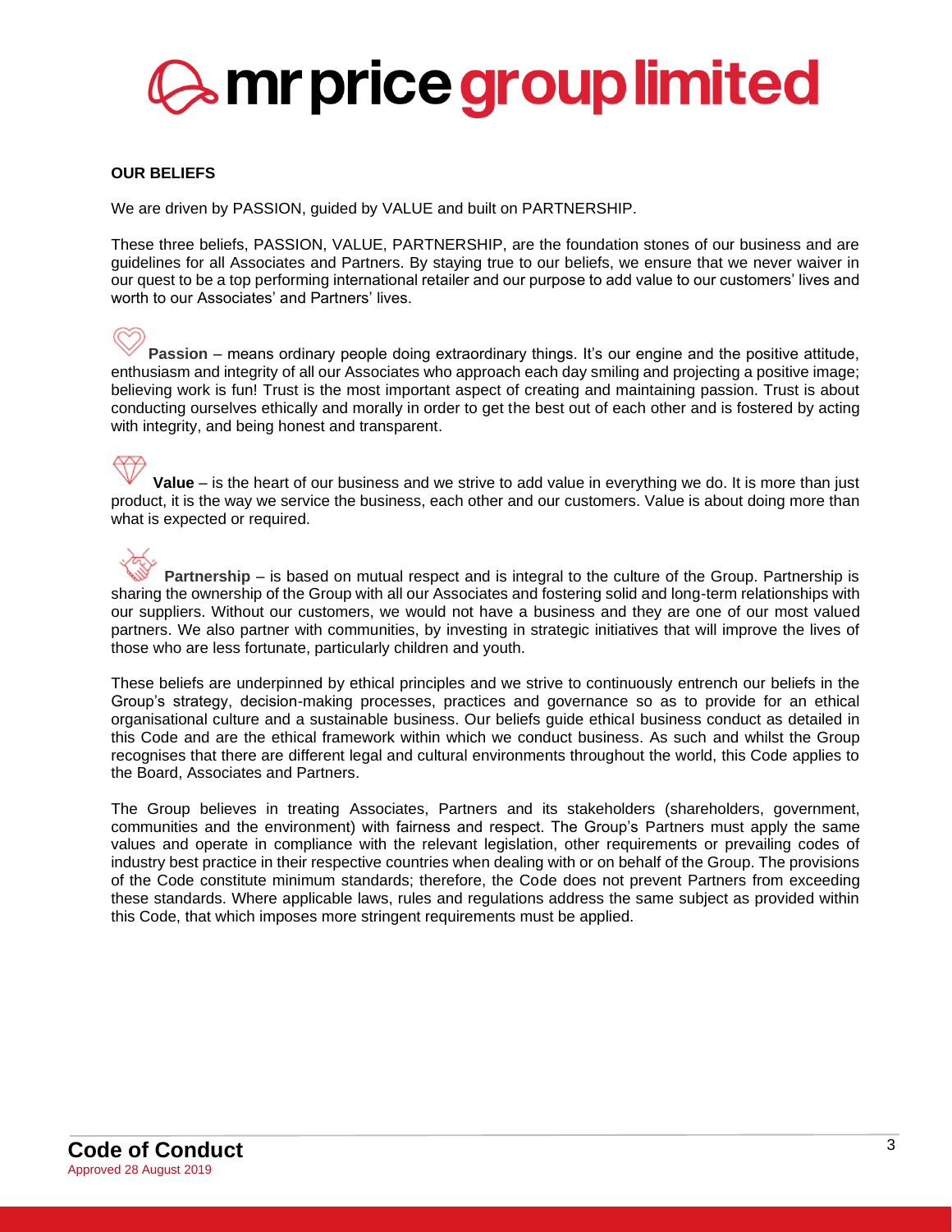## OUR BELIEFS

We are driven by PASSION, guided by VALUE and built on PARTNERSHIP.

These three beliefs, PASSION, VALUE, PARTNERSHIP, are the foundation stones of our business and are guidelines for all Associates and Partners. By staying true to our beliefs, we ensure that we never waiver in our quest to be a top performing international retailer and our purpose to add value to our customers' lives and worth to our Associates' and Partners' lives.

**Passion** – means ordinary people doing extraordinary things. It's our engine and the positive attitude, enthusiasm and integrity of all our Associates who approach each day smiling and projecting a positive image; believing work is fun! Trust is the most important aspect of creating and maintaining passion. Trust is about conducting ourselves ethically and morally in order to get the best out of each other and is fostered by acting with integrity, and being honest and transparent.

**Value** – is the heart of our business and we strive to add value in everything we do. It is more than just product, it is the way we service the business, each other and our customers. Value is about doing more than what is expected or required.

**Partnership** – is based on mutual respect and is integral to the culture of the Group. Partnership is sharing the ownership of the Group with all our Associates and fostering solid and long-term relationships with our suppliers. Without our customers, we would not have a business and they are one of our most valued partners. We also partner with communities, by investing in strategic initiatives that will improve the lives of those who are less fortunate, particularly children and youth.

These beliefs are underpinned by ethical principles and we strive to continuously entrench our beliefs in the Group's strategy, decision-making processes, practices and governance so as to provide for an ethical organisational culture and a sustainable business. Our beliefs guide ethical business conduct as detailed in this Code and are the ethical framework within which we conduct business. As such and whilst the Group recognises that there are different legal and cultural environments throughout the world, this Code applies to the Board, Associates and Partners.

The Group believes in treating Associates, Partners and its stakeholders (shareholders, government, communities and the environment) with fairness and respect. The Group's Partners must apply the same values and operate in compliance with the relevant legislation, other requirements or prevailing codes of industry best practice in their respective countries when dealing with or on behalf of the Group. The provisions of the Code constitute minimum standards; therefore, the Code does not prevent Partners from exceeding these standards. Where applicable laws, rules and regulations address the same subject as provided within this Code, that which imposes more stringent requirements must be applied.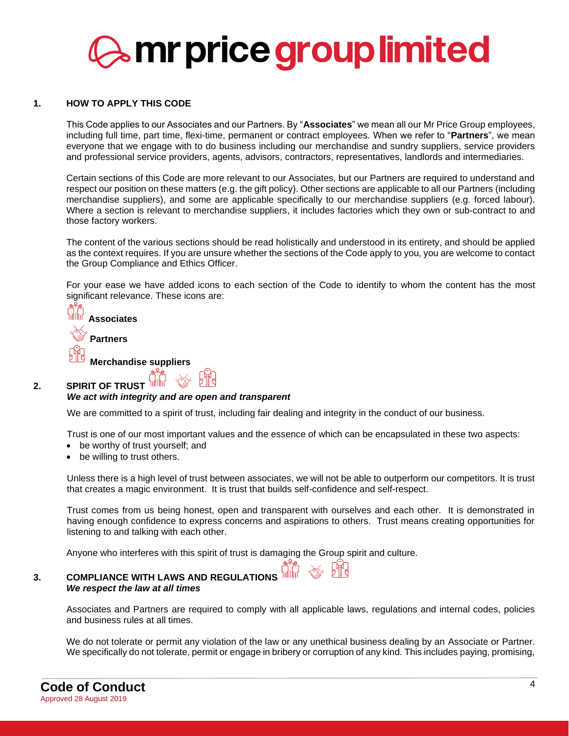## 1. HOW TO APPLY THIS CODE

This Code applies to our Associates and our Partners. By "**Associates**" we mean all our Mr Price Group employees, including full time, part time, flexi-time, permanent or contract employees. When we refer to "**Partners**", we mean everyone that we engage with to do business including our merchandise and sundry suppliers, service providers and professional service providers, agents, advisors, contractors, representatives, landlords and intermediaries.

Certain sections of this Code are more relevant to our Associates, but our Partners are required to understand and respect our position on these matters (e.g. the gift policy). Other sections are applicable to all our Partners (including merchandise suppliers), and some are applicable specifically to our merchandise suppliers (e.g. forced labour). Where a section is relevant to merchandise suppliers, it includes factories which they own or sub-contract to and those factory workers.

The content of the various sections should be read holistically and understood in its entirety, and should be applied as the context requires. If you are unsure whether the sections of the Code apply to you, you are welcome to contact the Group Compliance and Ethics Officer.

For your ease we have added icons to each section of the Code to identify to whom the content has the most significant relevance. These icons are:

**Associates**

**Partners**

**Merchandise suppliers**

## 2. SPIRIT OF TRUST

***We act with integrity and are open and transparent***

We are committed to a spirit of trust, including fair dealing and integrity in the conduct of our business.

Trust is one of our most important values and the essence of which can be encapsulated in these two aspects:

- be worthy of trust yourself; and
- be willing to trust others.

Unless there is a high level of trust between associates, we will not be able to outperform our competitors. It is trust that creates a magic environment. It is trust that builds self-confidence and self-respect.

Trust comes from us being honest, open and transparent with ourselves and each other. It is demonstrated in having enough confidence to express concerns and aspirations to others. Trust means creating opportunities for listening to and talking with each other.

Anyone who interferes with this spirit of trust is damaging the Group spirit and culture.

## 3. COMPLIANCE WITH LAWS AND REGULATIONS

***We respect the law at all times***

Associates and Partners are required to comply with all applicable laws, regulations and internal codes, policies and business rules at all times.

We do not tolerate or permit any violation of the law or any unethical business dealing by an Associate or Partner. We specifically do not tolerate, permit or engage in bribery or corruption of any kind. This includes paying, promising,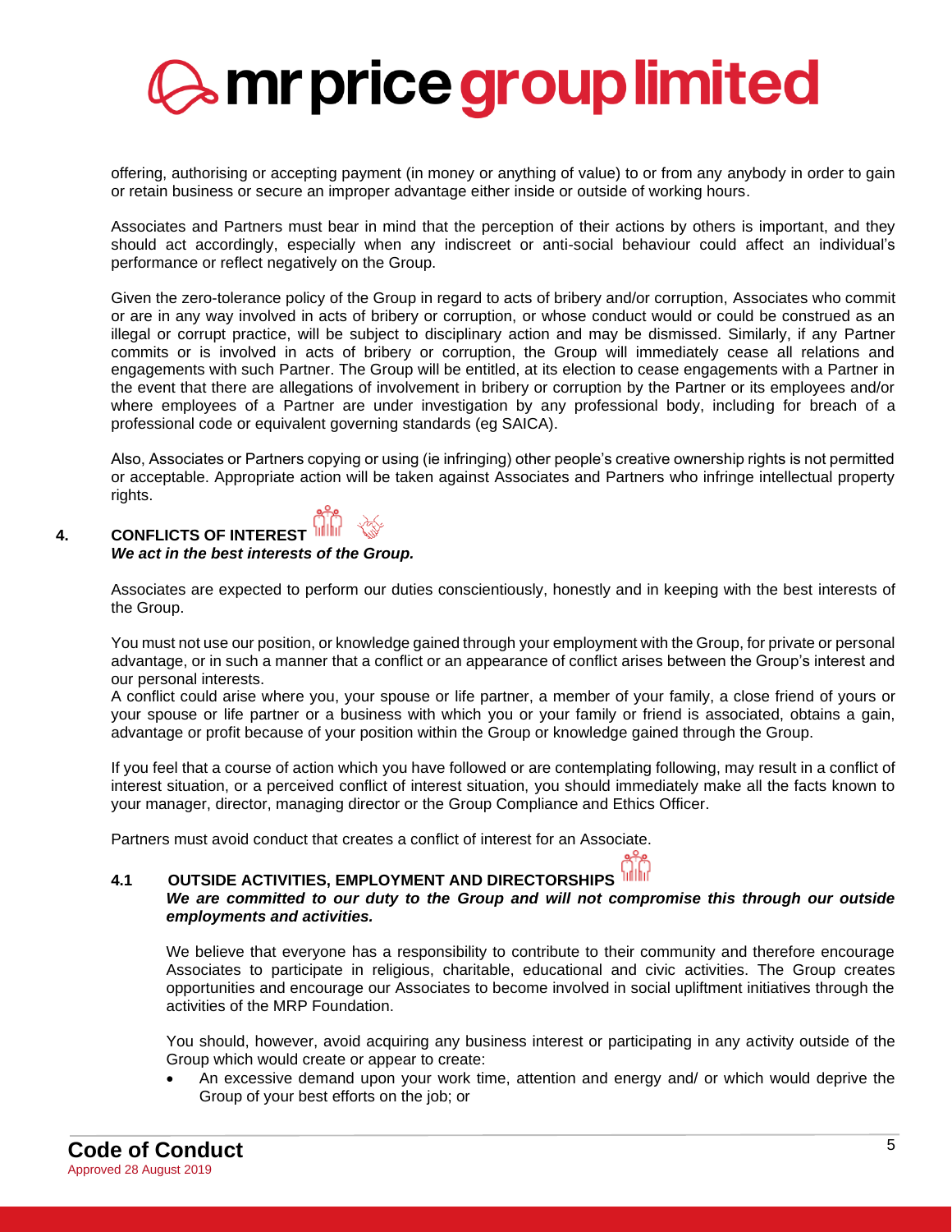offering, authorising or accepting payment (in money or anything of value) to or from any anybody in order to gain or retain business or secure an improper advantage either inside or outside of working hours.

Associates and Partners must bear in mind that the perception of their actions by others is important, and they should act accordingly, especially when any indiscreet or anti-social behaviour could affect an individual's performance or reflect negatively on the Group.

Given the zero-tolerance policy of the Group in regard to acts of bribery and/or corruption, Associates who commit or are in any way involved in acts of bribery or corruption, or whose conduct would or could be construed as an illegal or corrupt practice, will be subject to disciplinary action and may be dismissed. Similarly, if any Partner commits or is involved in acts of bribery or corruption, the Group will immediately cease all relations and engagements with such Partner. The Group will be entitled, at its election to cease engagements with a Partner in the event that there are allegations of involvement in bribery or corruption by the Partner or its employees and/or where employees of a Partner are under investigation by any professional body, including for breach of a professional code or equivalent governing standards (eg SAICA).

Also, Associates or Partners copying or using (ie infringing) other people's creative ownership rights is not permitted or acceptable. Appropriate action will be taken against Associates and Partners who infringe intellectual property rights.

## 4. CONFLICTS OF INTEREST

***We act in the best interests of the Group.***

Associates are expected to perform our duties conscientiously, honestly and in keeping with the best interests of the Group.

You must not use our position, or knowledge gained through your employment with the Group, for private or personal advantage, or in such a manner that a conflict or an appearance of conflict arises between the Group's interest and our personal interests.

A conflict could arise where you, your spouse or life partner, a member of your family, a close friend of yours or your spouse or life partner or a business with which you or your family or friend is associated, obtains a gain, advantage or profit because of your position within the Group or knowledge gained through the Group.

If you feel that a course of action which you have followed or are contemplating following, may result in a conflict of interest situation, or a perceived conflict of interest situation, you should immediately make all the facts known to your manager, director, managing director or the Group Compliance and Ethics Officer.

Partners must avoid conduct that creates a conflict of interest for an Associate.

### 4.1 OUTSIDE ACTIVITIES, EMPLOYMENT AND DIRECTORSHIPS

***We are committed to our duty to the Group and will not compromise this through our outside employments and activities.***

We believe that everyone has a responsibility to contribute to their community and therefore encourage Associates to participate in religious, charitable, educational and civic activities. The Group creates opportunities and encourage our Associates to become involved in social upliftment initiatives through the activities of the MRP Foundation.

You should, however, avoid acquiring any business interest or participating in any activity outside of the Group which would create or appear to create:

- An excessive demand upon your work time, attention and energy and/ or which would deprive the Group of your best efforts on the job; or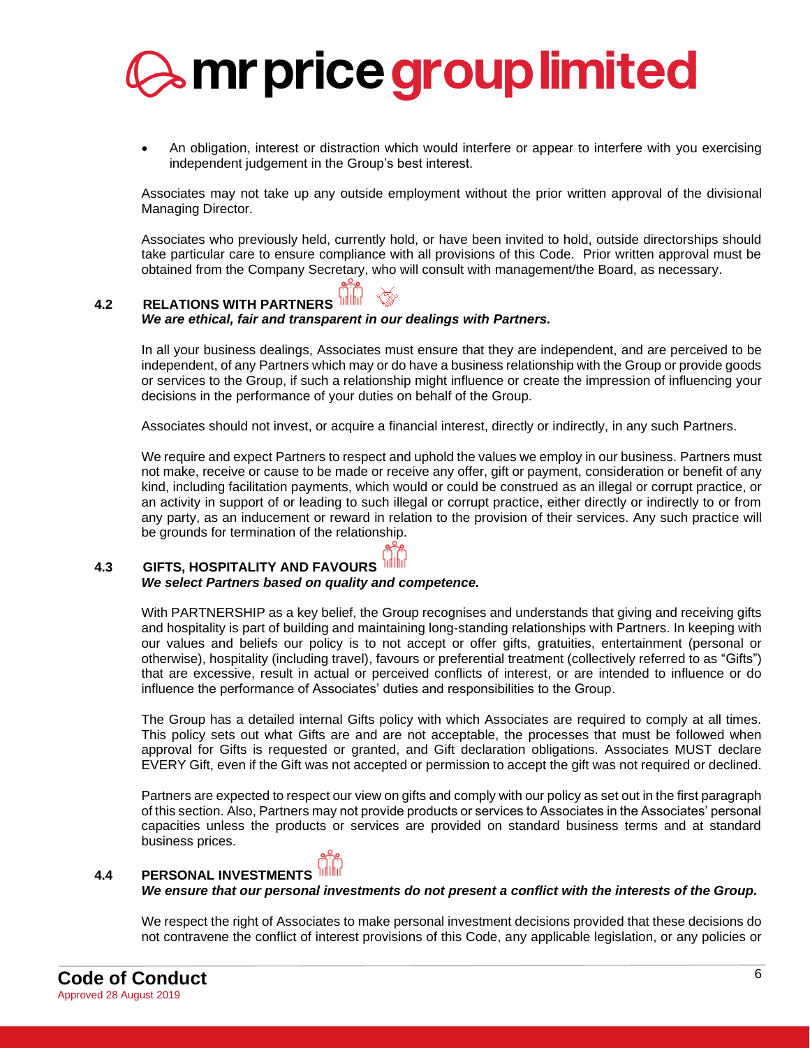- An obligation, interest or distraction which would interfere or appear to interfere with you exercising independent judgement in the Group's best interest.

Associates may not take up any outside employment without the prior written approval of the divisional Managing Director.

Associates who previously held, currently hold, or have been invited to hold, outside directorships should take particular care to ensure compliance with all provisions of this Code. Prior written approval must be obtained from the Company Secretary, who will consult with management/the Board, as necessary.

### 4.2 RELATIONS WITH PARTNERS

***We are ethical, fair and transparent in our dealings with Partners.***

In all your business dealings, Associates must ensure that they are independent, and are perceived to be independent, of any Partners which may or do have a business relationship with the Group or provide goods or services to the Group, if such a relationship might influence or create the impression of influencing your decisions in the performance of your duties on behalf of the Group.

Associates should not invest, or acquire a financial interest, directly or indirectly, in any such Partners.

We require and expect Partners to respect and uphold the values we employ in our business. Partners must not make, receive or cause to be made or receive any offer, gift or payment, consideration or benefit of any kind, including facilitation payments, which would or could be construed as an illegal or corrupt practice, or an activity in support of or leading to such illegal or corrupt practice, either directly or indirectly to or from any party, as an inducement or reward in relation to the provision of their services. Any such practice will be grounds for termination of the relationship.

### 4.3 GIFTS, HOSPITALITY AND FAVOURS

***We select Partners based on quality and competence.***

With PARTNERSHIP as a key belief, the Group recognises and understands that giving and receiving gifts and hospitality is part of building and maintaining long-standing relationships with Partners. In keeping with our values and beliefs our policy is to not accept or offer gifts, gratuities, entertainment (personal or otherwise), hospitality (including travel), favours or preferential treatment (collectively referred to as "Gifts") that are excessive, result in actual or perceived conflicts of interest, or are intended to influence or do influence the performance of Associates' duties and responsibilities to the Group.

The Group has a detailed internal Gifts policy with which Associates are required to comply at all times. This policy sets out what Gifts are and are not acceptable, the processes that must be followed when approval for Gifts is requested or granted, and Gift declaration obligations. Associates MUST declare EVERY Gift, even if the Gift was not accepted or permission to accept the gift was not required or declined.

Partners are expected to respect our view on gifts and comply with our policy as set out in the first paragraph of this section. Also, Partners may not provide products or services to Associates in the Associates' personal capacities unless the products or services are provided on standard business terms and at standard business prices.

### 4.4 PERSONAL INVESTMENTS

***We ensure that our personal investments do not present a conflict with the interests of the Group.***

We respect the right of Associates to make personal investment decisions provided that these decisions do not contravene the conflict of interest provisions of this Code, any applicable legislation, or any policies or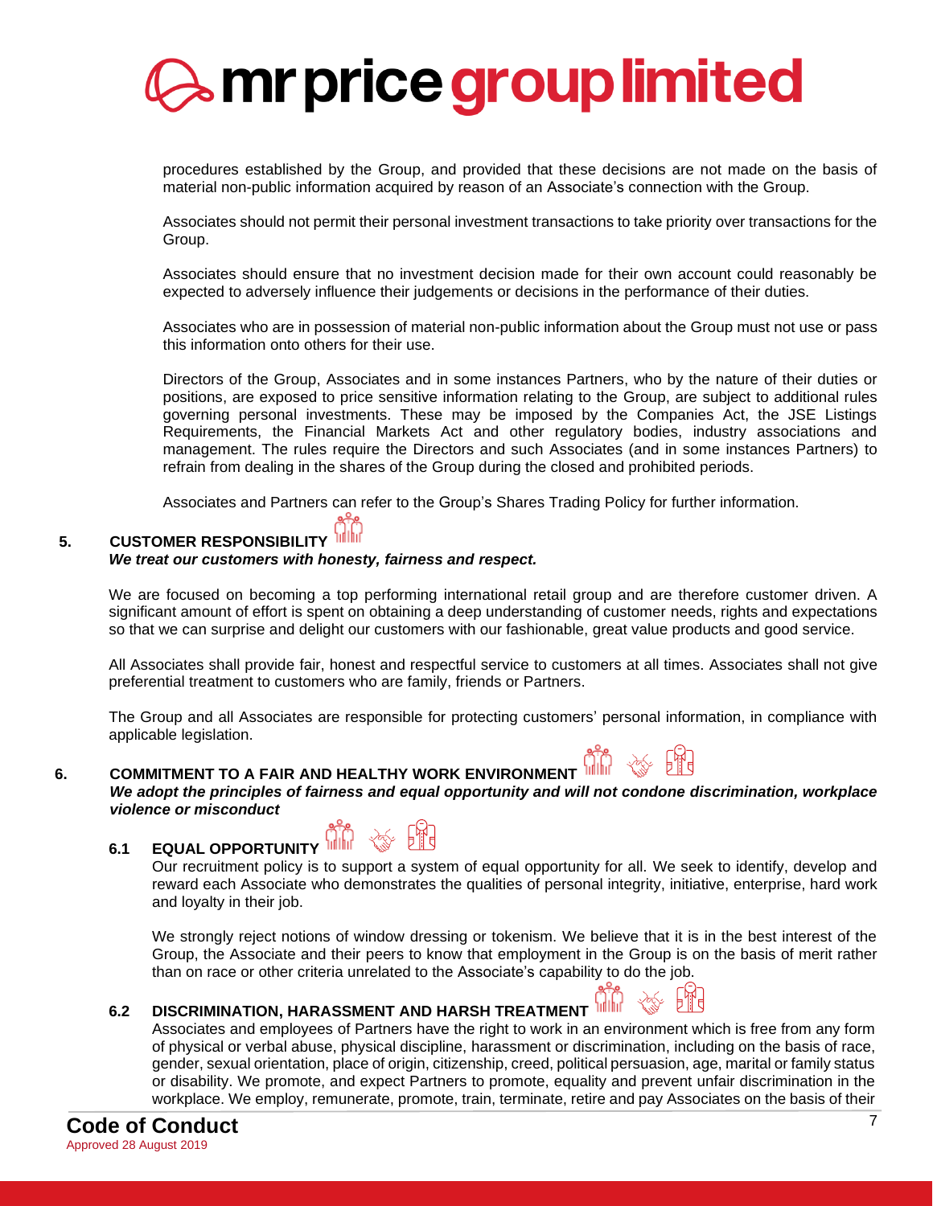procedures established by the Group, and provided that these decisions are not made on the basis of material non-public information acquired by reason of an Associate's connection with the Group.

Associates should not permit their personal investment transactions to take priority over transactions for the Group.

Associates should ensure that no investment decision made for their own account could reasonably be expected to adversely influence their judgements or decisions in the performance of their duties.

Associates who are in possession of material non-public information about the Group must not use or pass this information onto others for their use.

Directors of the Group, Associates and in some instances Partners, who by the nature of their duties or positions, are exposed to price sensitive information relating to the Group, are subject to additional rules governing personal investments. These may be imposed by the Companies Act, the JSE Listings Requirements, the Financial Markets Act and other regulatory bodies, industry associations and management. The rules require the Directors and such Associates (and in some instances Partners) to refrain from dealing in the shares of the Group during the closed and prohibited periods.

Associates and Partners can refer to the Group's Shares Trading Policy for further information.

## 5. CUSTOMER RESPONSIBILITY

***We treat our customers with honesty, fairness and respect.***

We are focused on becoming a top performing international retail group and are therefore customer driven. A significant amount of effort is spent on obtaining a deep understanding of customer needs, rights and expectations so that we can surprise and delight our customers with our fashionable, great value products and good service.

All Associates shall provide fair, honest and respectful service to customers at all times. Associates shall not give preferential treatment to customers who are family, friends or Partners.

The Group and all Associates are responsible for protecting customers' personal information, in compliance with applicable legislation.

## 6. COMMITMENT TO A FAIR AND HEALTHY WORK ENVIRONMENT

***We adopt the principles of fairness and equal opportunity and will not condone discrimination, workplace violence or misconduct***

### 6.1 EQUAL OPPORTUNITY

Our recruitment policy is to support a system of equal opportunity for all. We seek to identify, develop and reward each Associate who demonstrates the qualities of personal integrity, initiative, enterprise, hard work and loyalty in their job.

We strongly reject notions of window dressing or tokenism. We believe that it is in the best interest of the Group, the Associate and their peers to know that employment in the Group is on the basis of merit rather than on race or other criteria unrelated to the Associate's capability to do the job.

### 6.2 DISCRIMINATION, HARASSMENT AND HARSH TREATMENT

Associates and employees of Partners have the right to work in an environment which is free from any form of physical or verbal abuse, physical discipline, harassment or discrimination, including on the basis of race, gender, sexual orientation, place of origin, citizenship, creed, political persuasion, age, marital or family status or disability. We promote, and expect Partners to promote, equality and prevent unfair discrimination in the workplace. We employ, remunerate, promote, train, terminate, retire and pay Associates on the basis of their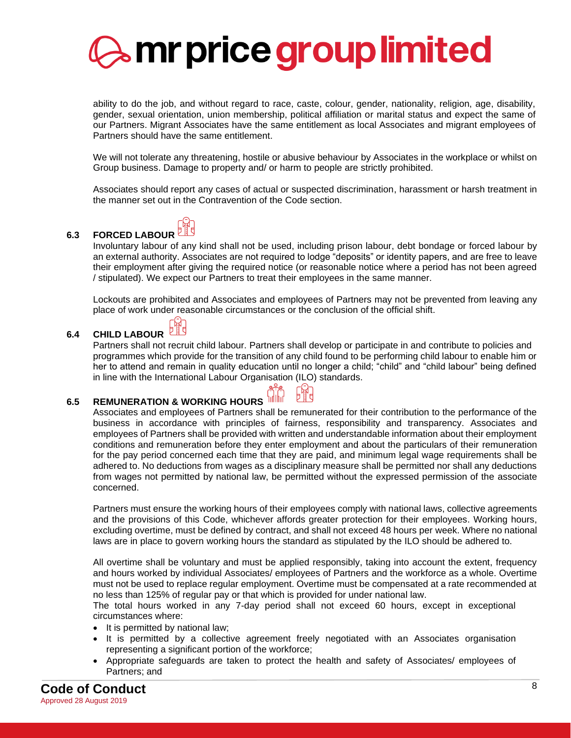ability to do the job, and without regard to race, caste, colour, gender, nationality, religion, age, disability, gender, sexual orientation, union membership, political affiliation or marital status and expect the same of our Partners. Migrant Associates have the same entitlement as local Associates and migrant employees of Partners should have the same entitlement.

We will not tolerate any threatening, hostile or abusive behaviour by Associates in the workplace or whilst on Group business. Damage to property and/ or harm to people are strictly prohibited.

Associates should report any cases of actual or suspected discrimination, harassment or harsh treatment in the manner set out in the Contravention of the Code section.

### 6.3 FORCED LABOUR

Involuntary labour of any kind shall not be used, including prison labour, debt bondage or forced labour by an external authority. Associates are not required to lodge "deposits" or identity papers, and are free to leave their employment after giving the required notice (or reasonable notice where a period has not been agreed / stipulated). We expect our Partners to treat their employees in the same manner.

Lockouts are prohibited and Associates and employees of Partners may not be prevented from leaving any place of work under reasonable circumstances or the conclusion of the official shift.

### 6.4 CHILD LABOUR

Partners shall not recruit child labour. Partners shall develop or participate in and contribute to policies and programmes which provide for the transition of any child found to be performing child labour to enable him or her to attend and remain in quality education until no longer a child; "child" and "child labour" being defined in line with the International Labour Organisation (ILO) standards.

### 6.5 REMUNERATION & WORKING HOURS

Associates and employees of Partners shall be remunerated for their contribution to the performance of the business in accordance with principles of fairness, responsibility and transparency. Associates and employees of Partners shall be provided with written and understandable information about their employment conditions and remuneration before they enter employment and about the particulars of their remuneration for the pay period concerned each time that they are paid, and minimum legal wage requirements shall be adhered to. No deductions from wages as a disciplinary measure shall be permitted nor shall any deductions from wages not permitted by national law, be permitted without the expressed permission of the associate concerned.

Partners must ensure the working hours of their employees comply with national laws, collective agreements and the provisions of this Code, whichever affords greater protection for their employees. Working hours, excluding overtime, must be defined by contract, and shall not exceed 48 hours per week. Where no national laws are in place to govern working hours the standard as stipulated by the ILO should be adhered to.

All overtime shall be voluntary and must be applied responsibly, taking into account the extent, frequency and hours worked by individual Associates/ employees of Partners and the workforce as a whole. Overtime must not be used to replace regular employment. Overtime must be compensated at a rate recommended at no less than 125% of regular pay or that which is provided for under national law.
The total hours worked in any 7-day period shall not exceed 60 hours, except in exceptional circumstances where:

- It is permitted by national law;
- It is permitted by a collective agreement freely negotiated with an Associates organisation representing a significant portion of the workforce;
- Appropriate safeguards are taken to protect the health and safety of Associates/ employees of Partners; and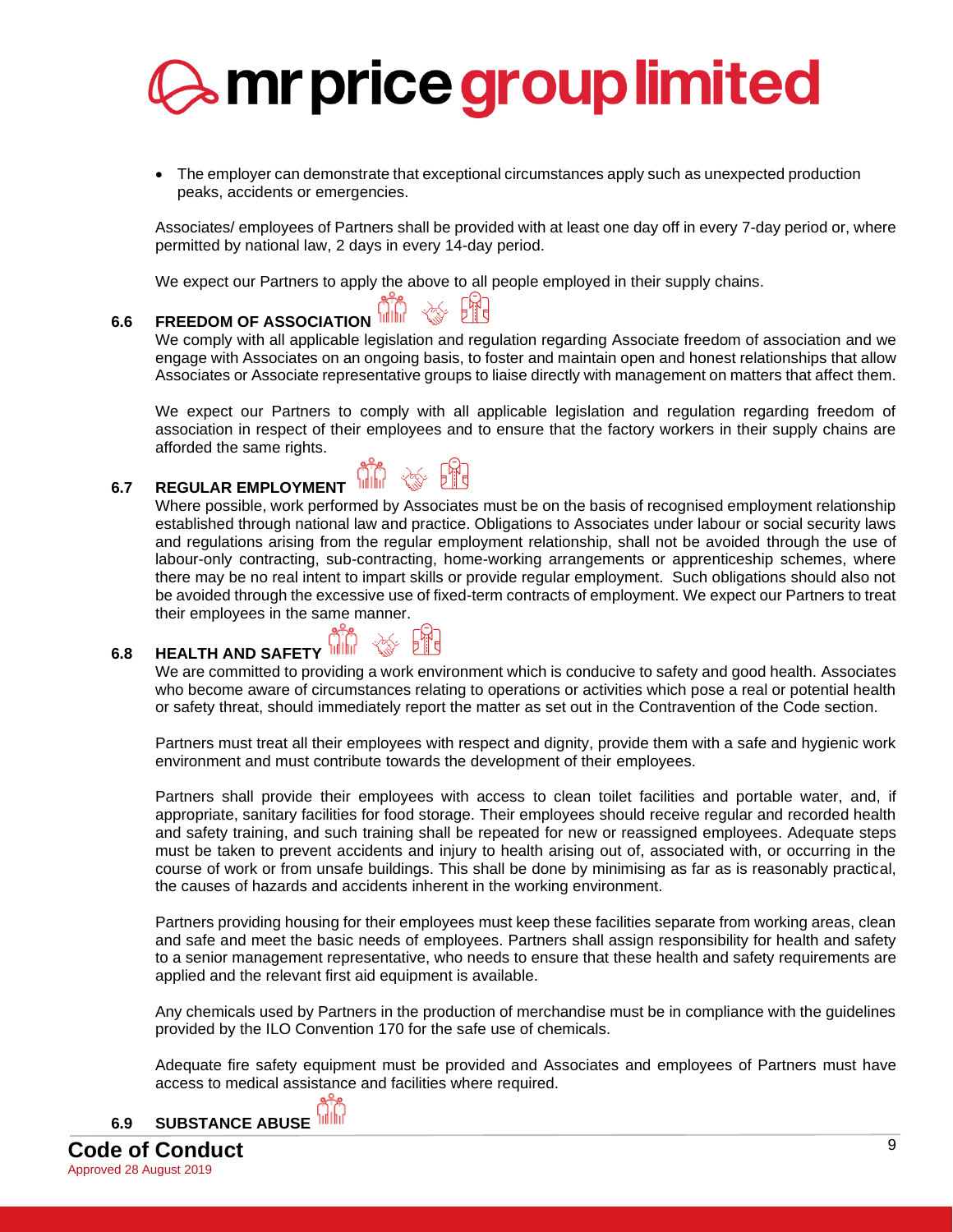- The employer can demonstrate that exceptional circumstances apply such as unexpected production peaks, accidents or emergencies.

Associates/ employees of Partners shall be provided with at least one day off in every 7-day period or, where permitted by national law, 2 days in every 14-day period.

We expect our Partners to apply the above to all people employed in their supply chains.

### 6.6 FREEDOM OF ASSOCIATION

We comply with all applicable legislation and regulation regarding Associate freedom of association and we engage with Associates on an ongoing basis, to foster and maintain open and honest relationships that allow Associates or Associate representative groups to liaise directly with management on matters that affect them.

We expect our Partners to comply with all applicable legislation and regulation regarding freedom of association in respect of their employees and to ensure that the factory workers in their supply chains are afforded the same rights.

### 6.7 REGULAR EMPLOYMENT

Where possible, work performed by Associates must be on the basis of recognised employment relationship established through national law and practice. Obligations to Associates under labour or social security laws and regulations arising from the regular employment relationship, shall not be avoided through the use of labour-only contracting, sub-contracting, home-working arrangements or apprenticeship schemes, where there may be no real intent to impart skills or provide regular employment. Such obligations should also not be avoided through the excessive use of fixed-term contracts of employment. We expect our Partners to treat their employees in the same manner.

### 6.8 HEALTH AND SAFETY

We are committed to providing a work environment which is conducive to safety and good health. Associates who become aware of circumstances relating to operations or activities which pose a real or potential health or safety threat, should immediately report the matter as set out in the Contravention of the Code section.

Partners must treat all their employees with respect and dignity, provide them with a safe and hygienic work environment and must contribute towards the development of their employees.

Partners shall provide their employees with access to clean toilet facilities and portable water, and, if appropriate, sanitary facilities for food storage. Their employees should receive regular and recorded health and safety training, and such training shall be repeated for new or reassigned employees. Adequate steps must be taken to prevent accidents and injury to health arising out of, associated with, or occurring in the course of work or from unsafe buildings. This shall be done by minimising as far as is reasonably practical, the causes of hazards and accidents inherent in the working environment.

Partners providing housing for their employees must keep these facilities separate from working areas, clean and safe and meet the basic needs of employees. Partners shall assign responsibility for health and safety to a senior management representative, who needs to ensure that these health and safety requirements are applied and the relevant first aid equipment is available.

Any chemicals used by Partners in the production of merchandise must be in compliance with the guidelines provided by the ILO Convention 170 for the safe use of chemicals.

Adequate fire safety equipment must be provided and Associates and employees of Partners must have access to medical assistance and facilities where required.

### 6.9 SUBSTANCE ABUSE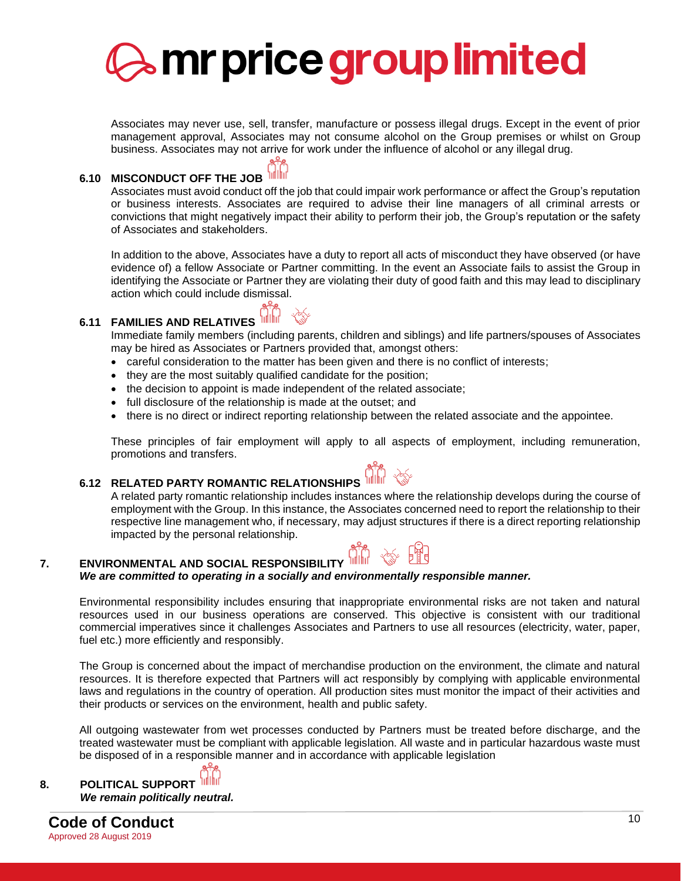Associates may never use, sell, transfer, manufacture or possess illegal drugs. Except in the event of prior management approval, Associates may not consume alcohol on the Group premises or whilst on Group business. Associates may not arrive for work under the influence of alcohol or any illegal drug.

### 6.10 MISCONDUCT OFF THE JOB

Associates must avoid conduct off the job that could impair work performance or affect the Group's reputation or business interests. Associates are required to advise their line managers of all criminal arrests or convictions that might negatively impact their ability to perform their job, the Group's reputation or the safety of Associates and stakeholders.

In addition to the above, Associates have a duty to report all acts of misconduct they have observed (or have evidence of) a fellow Associate or Partner committing. In the event an Associate fails to assist the Group in identifying the Associate or Partner they are violating their duty of good faith and this may lead to disciplinary action which could include dismissal.

### 6.11 FAMILIES AND RELATIVES

Immediate family members (including parents, children and siblings) and life partners/spouses of Associates may be hired as Associates or Partners provided that, amongst others:

- careful consideration to the matter has been given and there is no conflict of interests;
- they are the most suitably qualified candidate for the position;
- the decision to appoint is made independent of the related associate;
- full disclosure of the relationship is made at the outset; and
- there is no direct or indirect reporting relationship between the related associate and the appointee.

These principles of fair employment will apply to all aspects of employment, including remuneration, promotions and transfers.

### 6.12 RELATED PARTY ROMANTIC RELATIONSHIPS

A related party romantic relationship includes instances where the relationship develops during the course of employment with the Group. In this instance, the Associates concerned need to report the relationship to their respective line management who, if necessary, may adjust structures if there is a direct reporting relationship impacted by the personal relationship.

## 7. ENVIRONMENTAL AND SOCIAL RESPONSIBILITY

***We are committed to operating in a socially and environmentally responsible manner.***

Environmental responsibility includes ensuring that inappropriate environmental risks are not taken and natural resources used in our business operations are conserved. This objective is consistent with our traditional commercial imperatives since it challenges Associates and Partners to use all resources (electricity, water, paper, fuel etc.) more efficiently and responsibly.

The Group is concerned about the impact of merchandise production on the environment, the climate and natural resources. It is therefore expected that Partners will act responsibly by complying with applicable environmental laws and regulations in the country of operation. All production sites must monitor the impact of their activities and their products or services on the environment, health and public safety.

All outgoing wastewater from wet processes conducted by Partners must be treated before discharge, and the treated wastewater must be compliant with applicable legislation. All waste and in particular hazardous waste must be disposed of in a responsible manner and in accordance with applicable legislation

## 8. POLITICAL SUPPORT

***We remain politically neutral.***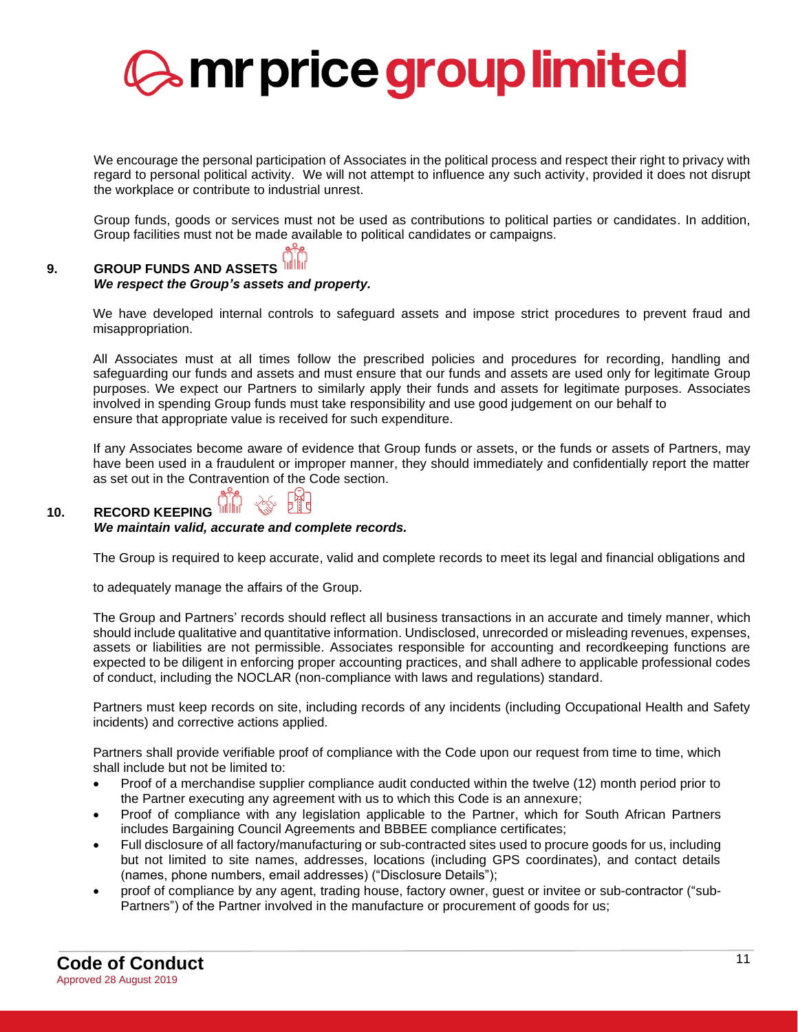We encourage the personal participation of Associates in the political process and respect their right to privacy with regard to personal political activity. We will not attempt to influence any such activity, provided it does not disrupt the workplace or contribute to industrial unrest.

Group funds, goods or services must not be used as contributions to political parties or candidates. In addition, Group facilities must not be made available to political candidates or campaigns.

## 9. GROUP FUNDS AND ASSETS

***We respect the Group's assets and property.***

We have developed internal controls to safeguard assets and impose strict procedures to prevent fraud and misappropriation.

All Associates must at all times follow the prescribed policies and procedures for recording, handling and safeguarding our funds and assets and must ensure that our funds and assets are used only for legitimate Group purposes. We expect our Partners to similarly apply their funds and assets for legitimate purposes. Associates involved in spending Group funds must take responsibility and use good judgement on our behalf to ensure that appropriate value is received for such expenditure.

If any Associates become aware of evidence that Group funds or assets, or the funds or assets of Partners, may have been used in a fraudulent or improper manner, they should immediately and confidentially report the matter as set out in the Contravention of the Code section.

## 10. RECORD KEEPING

***We maintain valid, accurate and complete records.***

The Group is required to keep accurate, valid and complete records to meet its legal and financial obligations and

to adequately manage the affairs of the Group.

The Group and Partners' records should reflect all business transactions in an accurate and timely manner, which should include qualitative and quantitative information. Undisclosed, unrecorded or misleading revenues, expenses, assets or liabilities are not permissible. Associates responsible for accounting and recordkeeping functions are expected to be diligent in enforcing proper accounting practices, and shall adhere to applicable professional codes of conduct, including the NOCLAR (non-compliance with laws and regulations) standard.

Partners must keep records on site, including records of any incidents (including Occupational Health and Safety incidents) and corrective actions applied.

Partners shall provide verifiable proof of compliance with the Code upon our request from time to time, which shall include but not be limited to:

- Proof of a merchandise supplier compliance audit conducted within the twelve (12) month period prior to the Partner executing any agreement with us to which this Code is an annexure;
- Proof of compliance with any legislation applicable to the Partner, which for South African Partners includes Bargaining Council Agreements and BBBEE compliance certificates;
- Full disclosure of all factory/manufacturing or sub-contracted sites used to procure goods for us, including but not limited to site names, addresses, locations (including GPS coordinates), and contact details (names, phone numbers, email addresses) ("Disclosure Details");
- proof of compliance by any agent, trading house, factory owner, guest or invitee or sub-contractor ("sub-Partners") of the Partner involved in the manufacture or procurement of goods for us;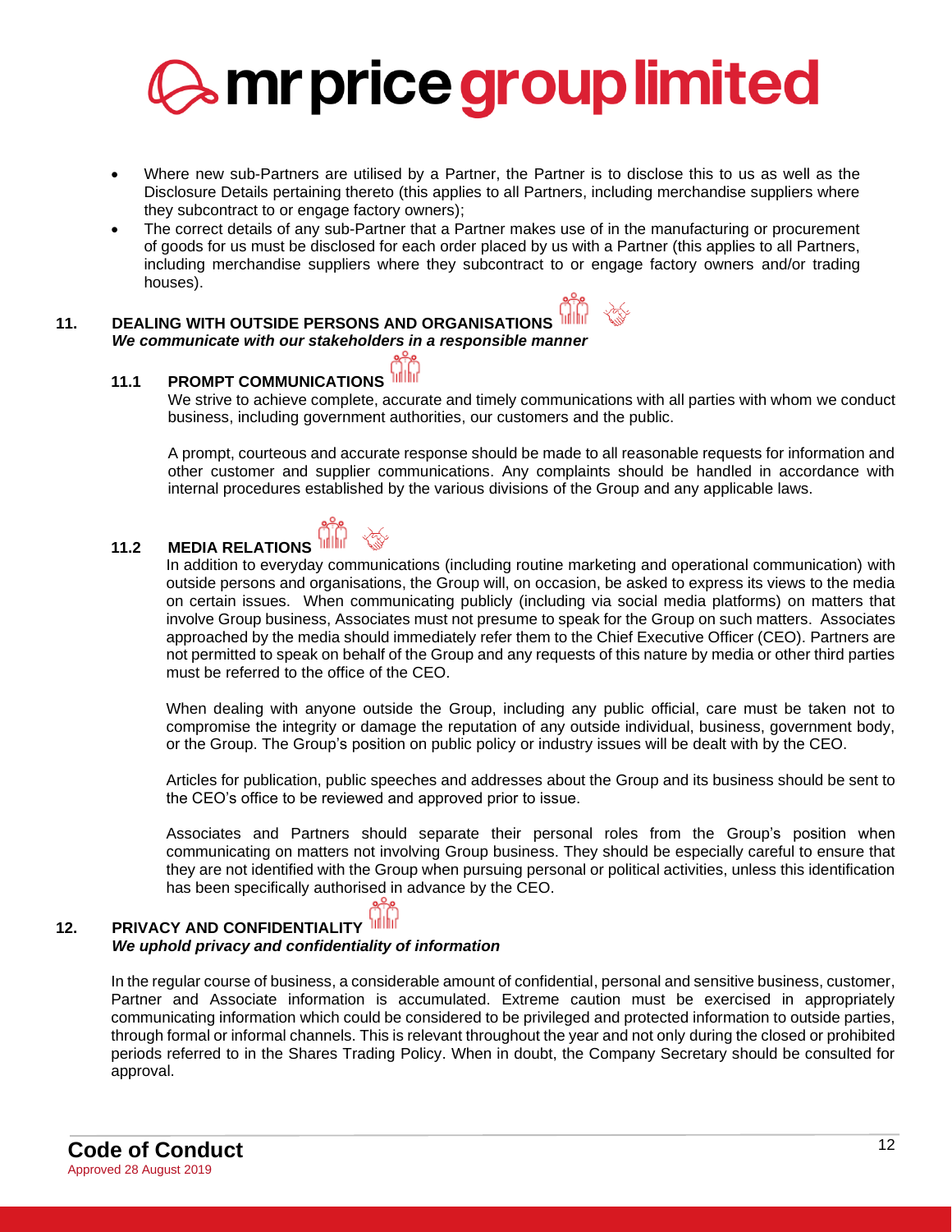- Where new sub-Partners are utilised by a Partner, the Partner is to disclose this to us as well as the Disclosure Details pertaining thereto (this applies to all Partners, including merchandise suppliers where they subcontract to or engage factory owners);
- The correct details of any sub-Partner that a Partner makes use of in the manufacturing or procurement of goods for us must be disclosed for each order placed by us with a Partner (this applies to all Partners, including merchandise suppliers where they subcontract to or engage factory owners and/or trading houses).

## 11. DEALING WITH OUTSIDE PERSONS AND ORGANISATIONS

***We communicate with our stakeholders in a responsible manner***

### 11.1 PROMPT COMMUNICATIONS

We strive to achieve complete, accurate and timely communications with all parties with whom we conduct business, including government authorities, our customers and the public.

A prompt, courteous and accurate response should be made to all reasonable requests for information and other customer and supplier communications. Any complaints should be handled in accordance with internal procedures established by the various divisions of the Group and any applicable laws.

### 11.2 MEDIA RELATIONS

In addition to everyday communications (including routine marketing and operational communication) with outside persons and organisations, the Group will, on occasion, be asked to express its views to the media on certain issues. When communicating publicly (including via social media platforms) on matters that involve Group business, Associates must not presume to speak for the Group on such matters. Associates approached by the media should immediately refer them to the Chief Executive Officer (CEO). Partners are not permitted to speak on behalf of the Group and any requests of this nature by media or other third parties must be referred to the office of the CEO.

When dealing with anyone outside the Group, including any public official, care must be taken not to compromise the integrity or damage the reputation of any outside individual, business, government body, or the Group. The Group's position on public policy or industry issues will be dealt with by the CEO.

Articles for publication, public speeches and addresses about the Group and its business should be sent to the CEO's office to be reviewed and approved prior to issue.

Associates and Partners should separate their personal roles from the Group's position when communicating on matters not involving Group business. They should be especially careful to ensure that they are not identified with the Group when pursuing personal or political activities, unless this identification has been specifically authorised in advance by the CEO.

## 12. PRIVACY AND CONFIDENTIALITY

***We uphold privacy and confidentiality of information***

In the regular course of business, a considerable amount of confidential, personal and sensitive business, customer, Partner and Associate information is accumulated. Extreme caution must be exercised in appropriately communicating information which could be considered to be privileged and protected information to outside parties, through formal or informal channels. This is relevant throughout the year and not only during the closed or prohibited periods referred to in the Shares Trading Policy. When in doubt, the Company Secretary should be consulted for approval.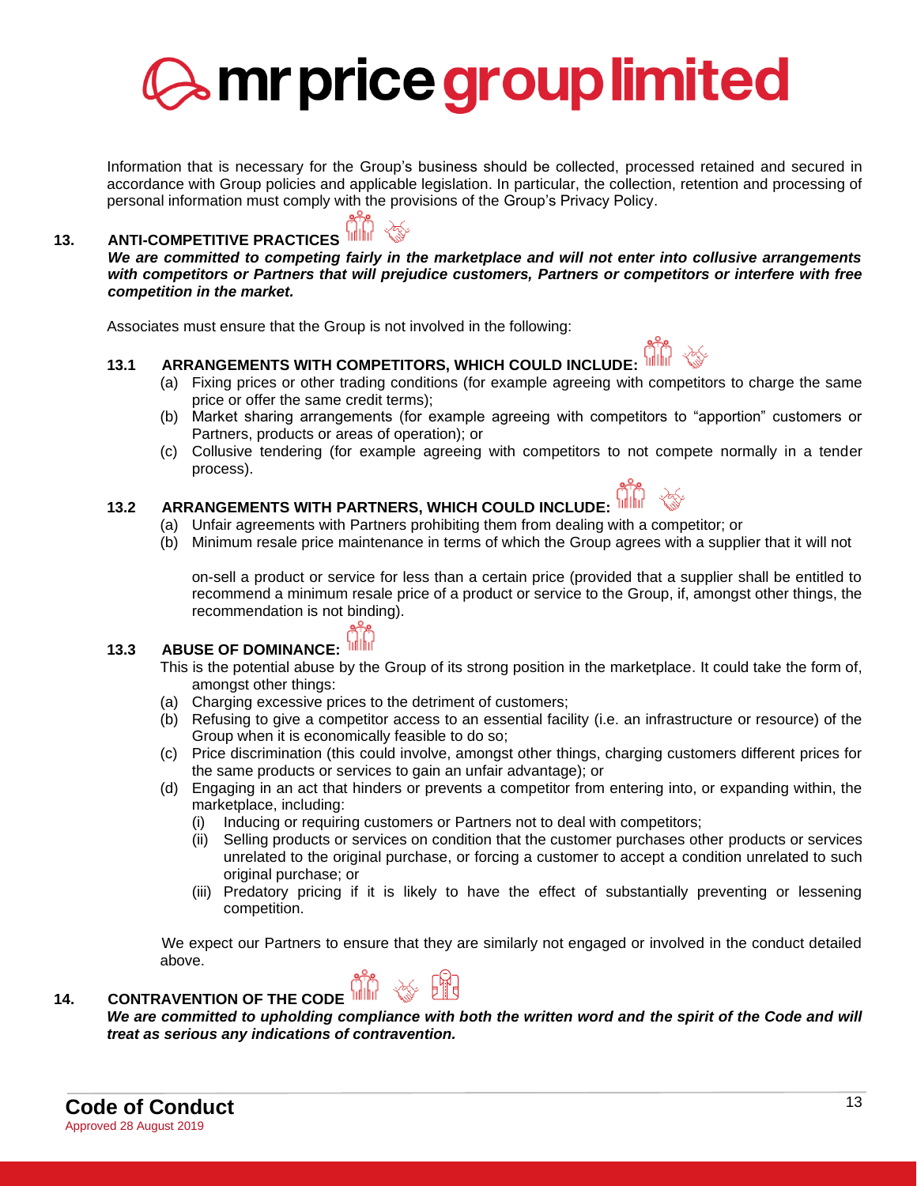Information that is necessary for the Group's business should be collected, processed retained and secured in accordance with Group policies and applicable legislation. In particular, the collection, retention and processing of personal information must comply with the provisions of the Group's Privacy Policy.

## 13. ANTI-COMPETITIVE PRACTICES

***We are committed to competing fairly in the marketplace and will not enter into collusive arrangements with competitors or Partners that will prejudice customers, Partners or competitors or interfere with free competition in the market.***

Associates must ensure that the Group is not involved in the following:

### 13.1 ARRANGEMENTS WITH COMPETITORS, WHICH COULD INCLUDE:

(a) Fixing prices or other trading conditions (for example agreeing with competitors to charge the same price or offer the same credit terms);

(b) Market sharing arrangements (for example agreeing with competitors to "apportion" customers or Partners, products or areas of operation); or

(c) Collusive tendering (for example agreeing with competitors to not compete normally in a tender process).

### 13.2 ARRANGEMENTS WITH PARTNERS, WHICH COULD INCLUDE:

(a) Unfair agreements with Partners prohibiting them from dealing with a competitor; or

(b) Minimum resale price maintenance in terms of which the Group agrees with a supplier that it will not on-sell a product or service for less than a certain price (provided that a supplier shall be entitled to recommend a minimum resale price of a product or service to the Group, if, amongst other things, the recommendation is not binding).

### 13.3 ABUSE OF DOMINANCE:

This is the potential abuse by the Group of its strong position in the marketplace. It could take the form of, amongst other things:

(a) Charging excessive prices to the detriment of customers;

(b) Refusing to give a competitor access to an essential facility (i.e. an infrastructure or resource) of the Group when it is economically feasible to do so;

(c) Price discrimination (this could involve, amongst other things, charging customers different prices for the same products or services to gain an unfair advantage); or

(d) Engaging in an act that hinders or prevents a competitor from entering into, or expanding within, the marketplace, including:

   (i) Inducing or requiring customers or Partners not to deal with competitors;

   (ii) Selling products or services on condition that the customer purchases other products or services unrelated to the original purchase, or forcing a customer to accept a condition unrelated to such original purchase; or

   (iii) Predatory pricing if it is likely to have the effect of substantially preventing or lessening competition.

We expect our Partners to ensure that they are similarly not engaged or involved in the conduct detailed above.

## 14. CONTRAVENTION OF THE CODE

***We are committed to upholding compliance with both the written word and the spirit of the Code and will treat as serious any indications of contravention.***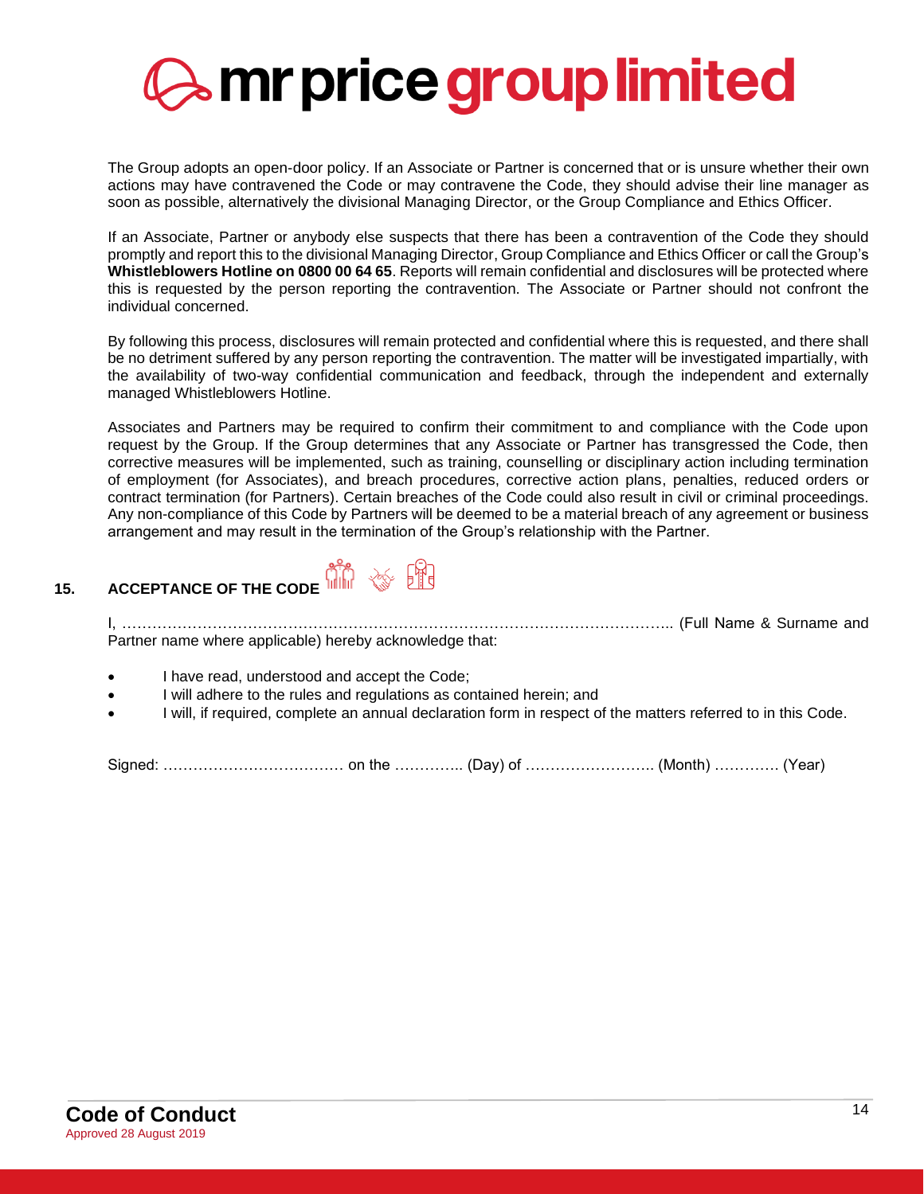The Group adopts an open-door policy. If an Associate or Partner is concerned that or is unsure whether their own actions may have contravened the Code or may contravene the Code, they should advise their line manager as soon as possible, alternatively the divisional Managing Director, or the Group Compliance and Ethics Officer.

If an Associate, Partner or anybody else suspects that there has been a contravention of the Code they should promptly and report this to the divisional Managing Director, Group Compliance and Ethics Officer or call the Group's **Whistleblowers Hotline on 0800 00 64 65**. Reports will remain confidential and disclosures will be protected where this is requested by the person reporting the contravention. The Associate or Partner should not confront the individual concerned.

By following this process, disclosures will remain protected and confidential where this is requested, and there shall be no detriment suffered by any person reporting the contravention. The matter will be investigated impartially, with the availability of two-way confidential communication and feedback, through the independent and externally managed Whistleblowers Hotline.

Associates and Partners may be required to confirm their commitment to and compliance with the Code upon request by the Group. If the Group determines that any Associate or Partner has transgressed the Code, then corrective measures will be implemented, such as training, counselling or disciplinary action including termination of employment (for Associates), and breach procedures, corrective action plans, penalties, reduced orders or contract termination (for Partners). Certain breaches of the Code could also result in civil or criminal proceedings. Any non-compliance of this Code by Partners will be deemed to be a material breach of any agreement or business arrangement and may result in the termination of the Group's relationship with the Partner.

## 15. ACCEPTANCE OF THE CODE

I, ………………………………………………………………………………………………….. (Full Name & Surname and Partner name where applicable) hereby acknowledge that:

- I have read, understood and accept the Code;
- I will adhere to the rules and regulations as contained herein; and
- I will, if required, complete an annual declaration form in respect of the matters referred to in this Code.

Signed: ……………………………… on the ………….. (Day) of …………………….. (Month) …………. (Year)